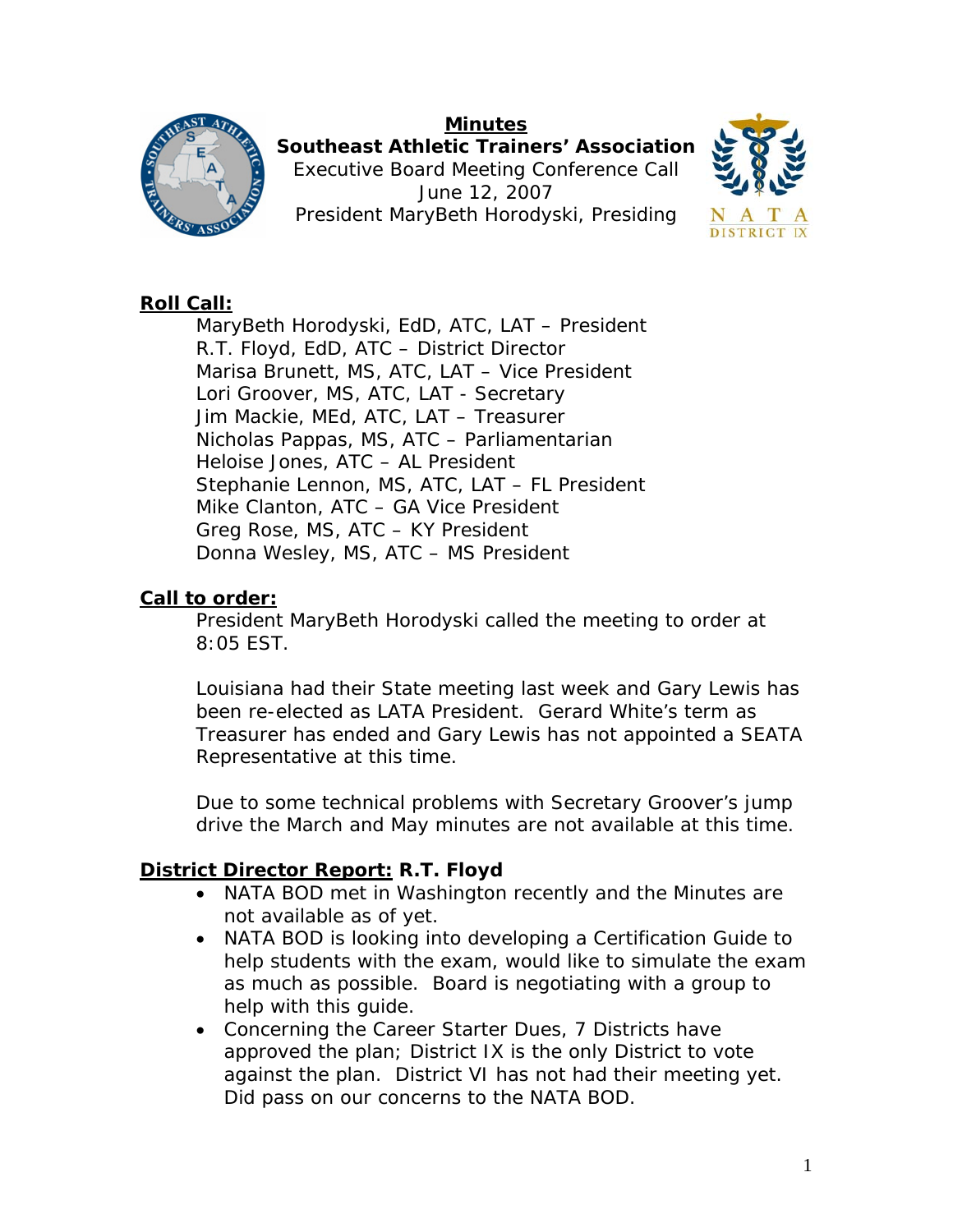# Minutes

**Southeast Athletic Trainers' Association**

Executive Board Meeting Conference Call
June 12, 2007
President MaryBeth Horodyski, Presiding

## Roll Call:

MaryBeth Horodyski, EdD, ATC, LAT – President
R.T. Floyd, EdD, ATC – District Director
Marisa Brunett, MS, ATC, LAT – Vice President
Lori Groover, MS, ATC, LAT - Secretary
Jim Mackie, MEd, ATC, LAT – Treasurer
Nicholas Pappas, MS, ATC – Parliamentarian
Heloise Jones, ATC – AL President
Stephanie Lennon, MS, ATC, LAT – FL President
Mike Clanton, ATC – GA Vice President
Greg Rose, MS, ATC – KY President
Donna Wesley, MS, ATC – MS President

## Call to order:

President MaryBeth Horodyski called the meeting to order at 8:05 EST.

Louisiana had their State meeting last week and Gary Lewis has been re-elected as LATA President. Gerard White's term as Treasurer has ended and Gary Lewis has not appointed a SEATA Representative at this time.

Due to some technical problems with Secretary Groover's jump drive the March and May minutes are not available at this time.

## District Director Report: R.T. Floyd

- NATA BOD met in Washington recently and the Minutes are not available as of yet.
- NATA BOD is looking into developing a Certification Guide to help students with the exam, would like to simulate the exam as much as possible. Board is negotiating with a group to help with this guide.
- Concerning the Career Starter Dues, 7 Districts have approved the plan; District IX is the only District to vote against the plan. District VI has not had their meeting yet. Did pass on our concerns to the NATA BOD.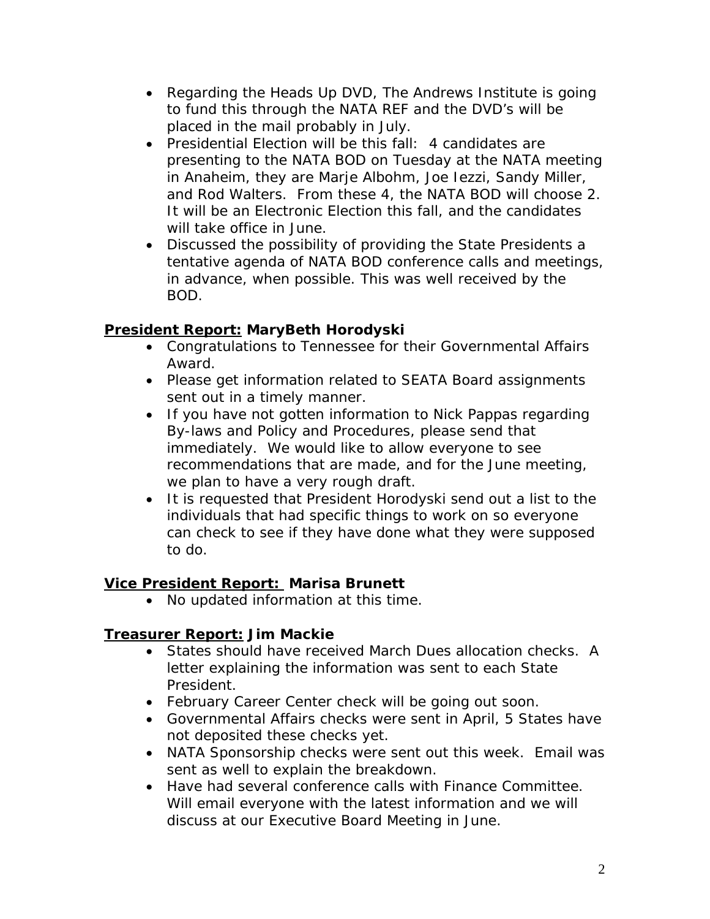- Regarding the Heads Up DVD, The Andrews Institute is going to fund this through the NATA REF and the DVD's will be placed in the mail probably in July.
- Presidential Election will be this fall: 4 candidates are presenting to the NATA BOD on Tuesday at the NATA meeting in Anaheim, they are Marje Albohm, Joe Iezzi, Sandy Miller, and Rod Walters. From these 4, the NATA BOD will choose 2. It will be an Electronic Election this fall, and the candidates will take office in June.
- Discussed the possibility of providing the State Presidents a tentative agenda of NATA BOD conference calls and meetings, in advance, when possible. This was well received by the BOD.

**President Report: MaryBeth Horodyski**

- Congratulations to Tennessee for their Governmental Affairs Award.
- Please get information related to SEATA Board assignments sent out in a timely manner.
- If you have not gotten information to Nick Pappas regarding By-laws and Policy and Procedures, please send that immediately. We would like to allow everyone to see recommendations that are made, and for the June meeting, we plan to have a very rough draft.
- It is requested that President Horodyski send out a list to the individuals that had specific things to work on so everyone can check to see if they have done what they were supposed to do.

**Vice President Report: Marisa Brunett**

- No updated information at this time.

**Treasurer Report: Jim Mackie**

- States should have received March Dues allocation checks. A letter explaining the information was sent to each State President.
- February Career Center check will be going out soon.
- Governmental Affairs checks were sent in April, 5 States have not deposited these checks yet.
- NATA Sponsorship checks were sent out this week. Email was sent as well to explain the breakdown.
- Have had several conference calls with Finance Committee. Will email everyone with the latest information and we will discuss at our Executive Board Meeting in June.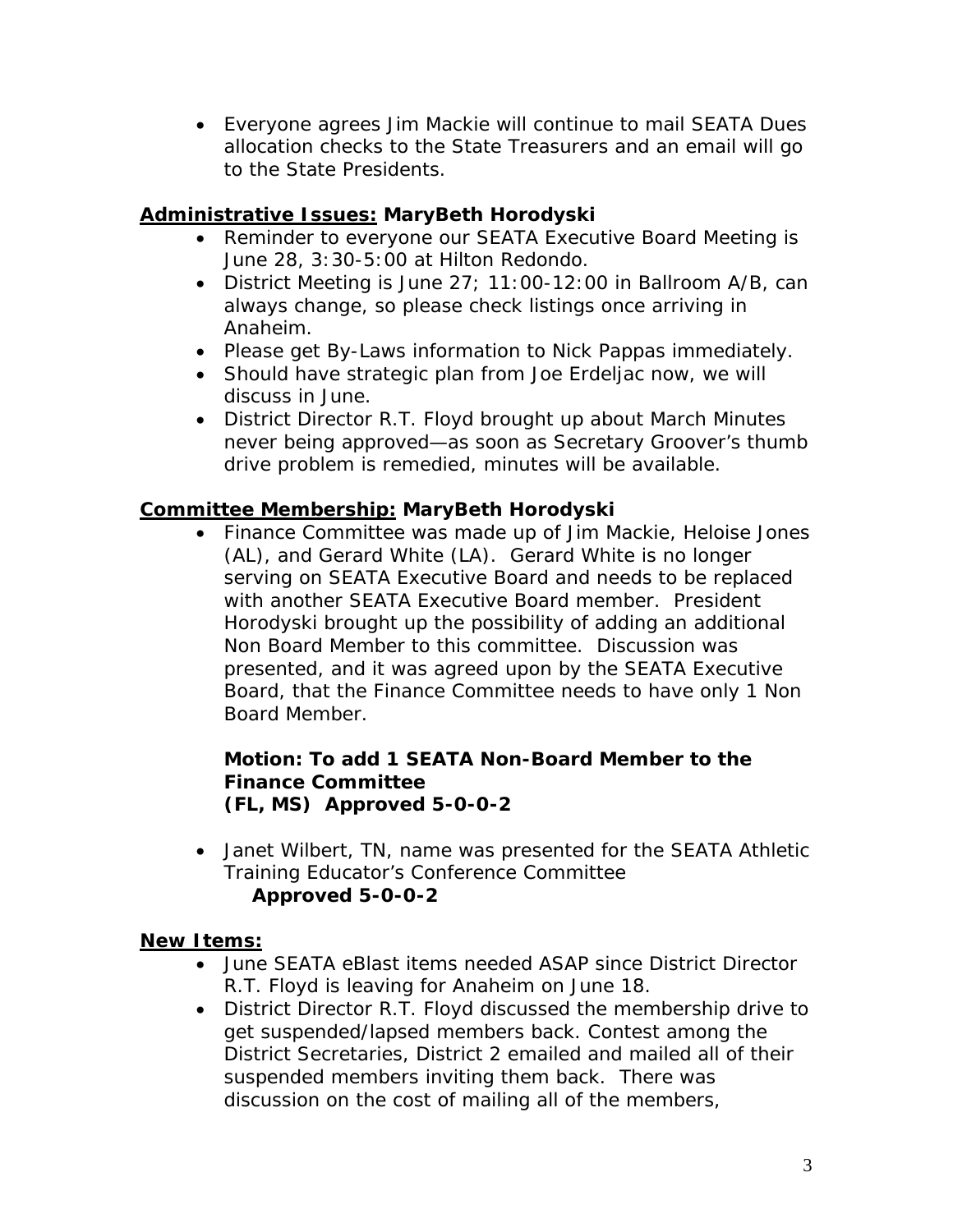- Everyone agrees Jim Mackie will continue to mail SEATA Dues allocation checks to the State Treasurers and an email will go to the State Presidents.

**Administrative Issues: MaryBeth Horodyski**

- Reminder to everyone our SEATA Executive Board Meeting is June 28, 3:30-5:00 at Hilton Redondo.
- District Meeting is June 27; 11:00-12:00 in Ballroom A/B, can always change, so please check listings once arriving in Anaheim.
- Please get By-Laws information to Nick Pappas immediately.
- Should have strategic plan from Joe Erdeljac now, we will discuss in June.
- District Director R.T. Floyd brought up about March Minutes never being approved—as soon as Secretary Groover's thumb drive problem is remedied, minutes will be available.

**Committee Membership: MaryBeth Horodyski**

- Finance Committee was made up of Jim Mackie, Heloise Jones (AL), and Gerard White (LA). Gerard White is no longer serving on SEATA Executive Board and needs to be replaced with another SEATA Executive Board member. President Horodyski brought up the possibility of adding an additional Non Board Member to this committee. Discussion was presented, and it was agreed upon by the SEATA Executive Board, that the Finance Committee needs to have only 1 Non Board Member.

  **Motion: To add 1 SEATA Non-Board Member to the Finance Committee**
  **(FL, MS) Approved 5-0-0-2**

- Janet Wilbert, TN, name was presented for the SEATA Athletic Training Educator's Conference Committee
  **Approved 5-0-0-2**

**New Items:**

- June SEATA eBlast items needed ASAP since District Director R.T. Floyd is leaving for Anaheim on June 18.
- District Director R.T. Floyd discussed the membership drive to get suspended/lapsed members back. Contest among the District Secretaries, District 2 emailed and mailed all of their suspended members inviting them back. There was discussion on the cost of mailing all of the members,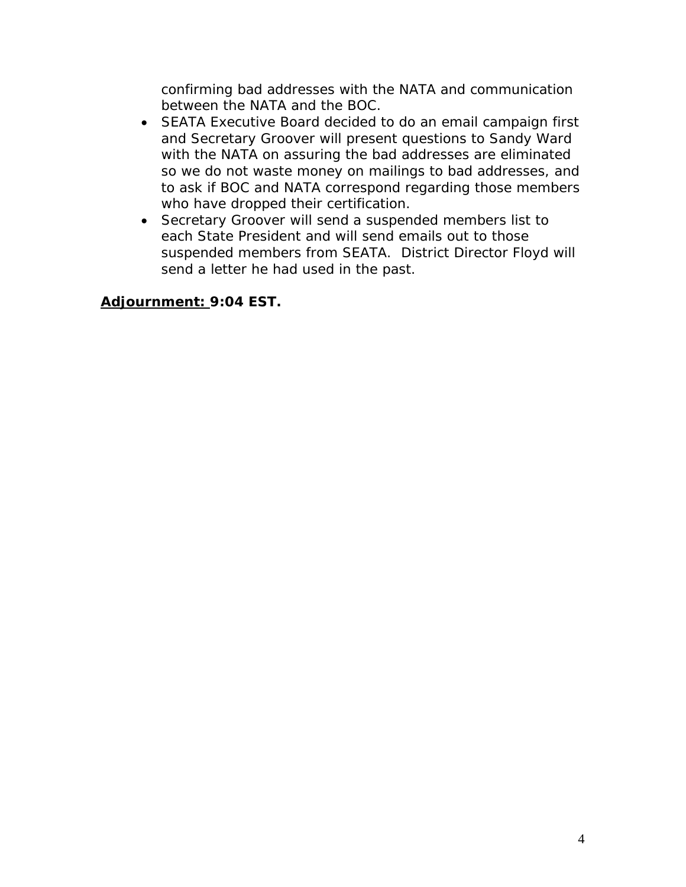confirming bad addresses with the NATA and communication between the NATA and the BOC.

- SEATA Executive Board decided to do an email campaign first and Secretary Groover will present questions to Sandy Ward with the NATA on assuring the bad addresses are eliminated so we do not waste money on mailings to bad addresses, and to ask if BOC and NATA correspond regarding those members who have dropped their certification.
- Secretary Groover will send a suspended members list to each State President and will send emails out to those suspended members from SEATA. District Director Floyd will send a letter he had used in the past.

**Adjournment: 9:04 EST.**